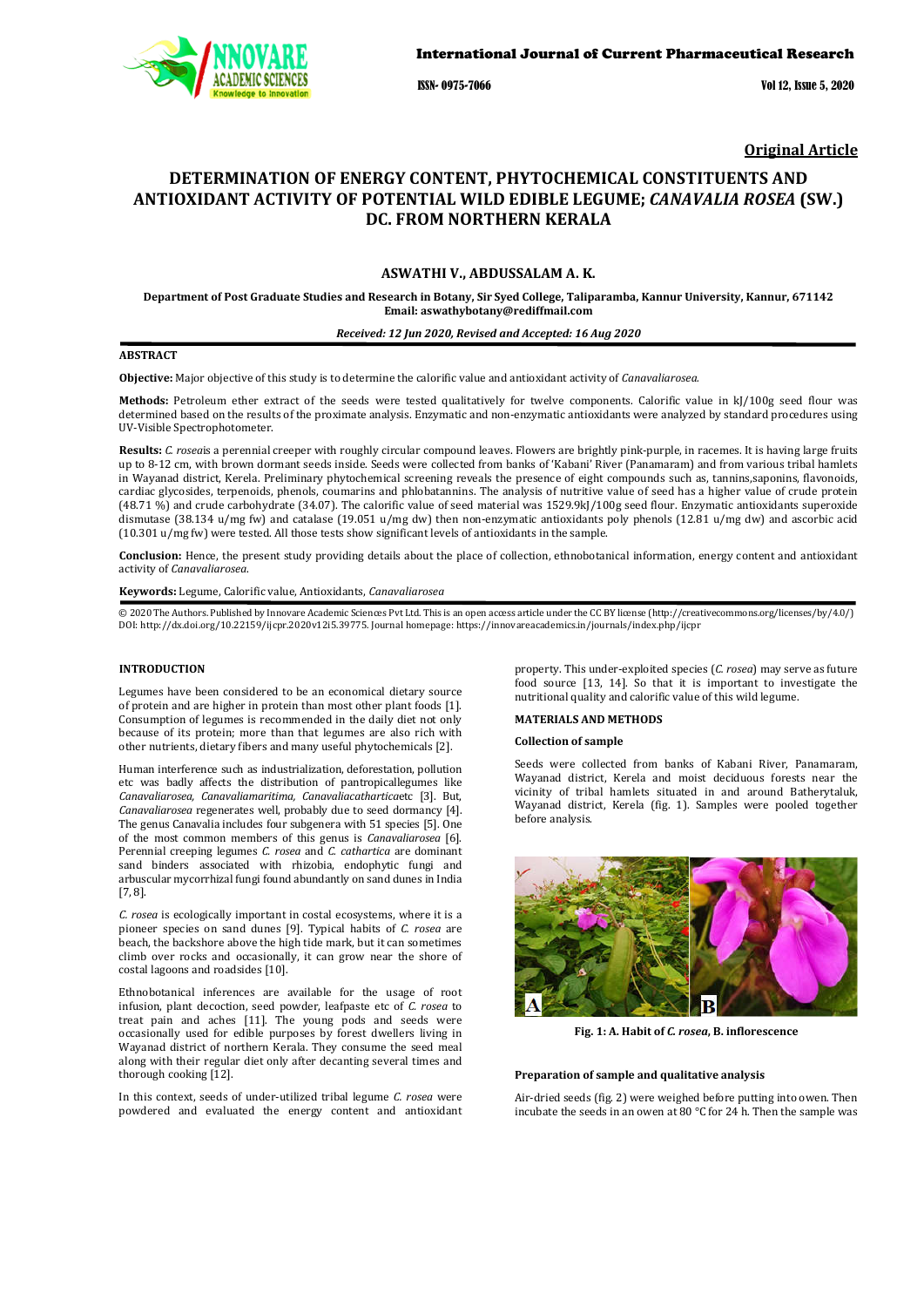Original Article

# DETERMINATION OF ENERGY CONTENT, PHYTOCHEMICAL CONSTITUENTS AND ANTIOXIDANT ACTIVITY OF POTENTIAL WILD EDIBLE LEGUME; *CANAVALIA ROSEA* (SW.) DC. FROM NORTHERN KERALA

**ASWATHI V., ABDUSSALAM A. K.**

**Department of Post Graduate Studies and Research in Botany, Sir Syed College, Taliparamba, Kannur University, Kannur, 671142**
**Email: aswathybotany@rediffmail.com**

*Received: 12 Jun 2020, Revised and Accepted: 16 Aug 2020*

## ABSTRACT

**Objective:** Major objective of this study is to determine the calorific value and antioxidant activity of *Canavaliarosea.*

**Methods:** Petroleum ether extract of the seeds were tested qualitatively for twelve components. Calorific value in kJ/100g seed flour was determined based on the results of the proximate analysis. Enzymatic and non-enzymatic antioxidants were analyzed by standard procedures using UV-Visible Spectrophotometer.

**Results:** *C. rosea*is a perennial creeper with roughly circular compound leaves. Flowers are brightly pink-purple, in racemes. It is having large fruits up to 8-12 cm, with brown dormant seeds inside. Seeds were collected from banks of 'Kabani' River (Panamaram) and from various tribal hamlets in Wayanad district, Kerela. Preliminary phytochemical screening reveals the presence of eight compounds such as, tannins,saponins, flavonoids, cardiac glycosides, terpenoids, phenols, coumarins and phlobatannins. The analysis of nutritive value of seed has a higher value of crude protein (48.71 %) and crude carbohydrate (34.07). The calorific value of seed material was 1529.9kJ/100g seed flour. Enzymatic antioxidants superoxide dismutase (38.134 u/mg fw) and catalase (19.051 u/mg dw) then non-enzymatic antioxidants poly phenols (12.81 u/mg dw) and ascorbic acid (10.301 u/mg fw) were tested. All those tests show significant levels of antioxidants in the sample.

**Conclusion:** Hence, the present study providing details about the place of collection, ethnobotanical information, energy content and antioxidant activity of *Canavaliarosea.*

**Keywords:** Legume, Calorific value, Antioxidants, *Canavaliarosea*

© 2020 The Authors. Published by Innovare Academic Sciences Pvt Ltd. This is an open access article under the CC BY license (http://creativecommons.org/licenses/by/4.0/)
DOI: http://dx.doi.org/10.22159/ijcpr.2020v12i5.39775. Journal homepage: https://innovareacademics.in/journals/index.php/ijcpr

## INTRODUCTION

Legumes have been considered to be an economical dietary source of protein and are higher in protein than most other plant foods [1]. Consumption of legumes is recommended in the daily diet not only because of its protein; more than that legumes are also rich with other nutrients, dietary fibers and many useful phytochemicals [2].

Human interference such as industrialization, deforestation, pollution etc was badly affects the distribution of pantropicallegumes like *Canavaliarosea, Canavaliamaritima, Canavaliacathartica*etc [3]. But, *Canavaliarosea* regenerates well, probably due to seed dormancy [4]. The genus Canavalia includes four subgenera with 51 species [5]. One of the most common members of this genus is *Canavaliarosea* [6]. Perennial creeping legumes *C. rosea* and *C. cathartica* are dominant sand binders associated with rhizobia, endophytic fungi and arbuscular mycorrhizal fungi found abundantly on sand dunes in India [7, 8].

*C. rosea* is ecologically important in costal ecosystems, where it is a pioneer species on sand dunes [9]. Typical habits of *C. rosea* are beach, the backshore above the high tide mark, but it can sometimes climb over rocks and occasionally, it can grow near the shore of costal lagoons and roadsides [10].

Ethnobotanical inferences are available for the usage of root infusion, plant decoction, seed powder, leafpaste etc of *C. rosea* to treat pain and aches [11]. The young pods and seeds were occasionally used for edible purposes by forest dwellers living in Wayanad district of northern Kerala. They consume the seed meal along with their regular diet only after decanting several times and thorough cooking [12].

In this context, seeds of under-utilized tribal legume *C. rosea* were powdered and evaluated the energy content and antioxidant property. This under-exploited species (*C. rosea*) may serve as future food source [13, 14]. So that it is important to investigate the nutritional quality and calorific value of this wild legume.

## MATERIALS AND METHODS

### Collection of sample

Seeds were collected from banks of Kabani River, Panamaram, Wayanad district, Kerela and moist deciduous forests near the vicinity of tribal hamlets situated in and around Batherytaluk, Wayanad district, Kerela (fig. 1). Samples were pooled together before analysis.

**Fig. 1: A. Habit of *C. rosea*, B. inflorescence**

### Preparation of sample and qualitative analysis

Air-dried seeds (fig. 2) were weighed before putting into owen. Then incubate the seeds in an owen at 80 °C for 24 h. Then the sample was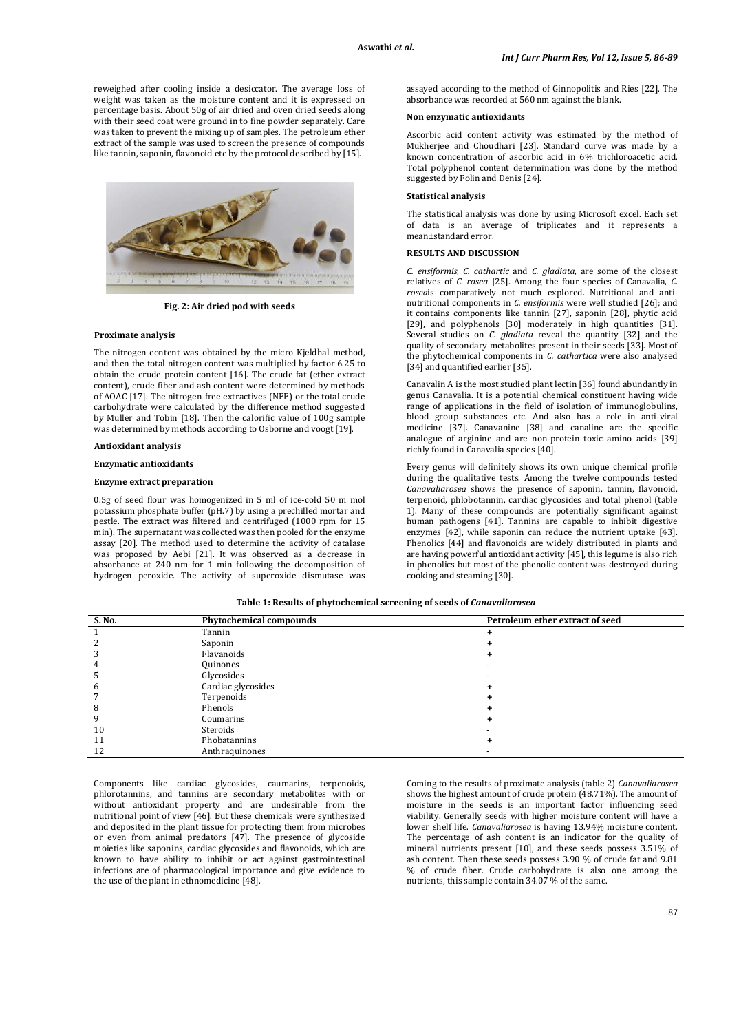reweighed after cooling inside a desiccator. The average loss of weight was taken as the moisture content and it is expressed on percentage basis. About 50g of air dried and oven dried seeds along with their seed coat were ground in to fine powder separately. Care was taken to prevent the mixing up of samples. The petroleum ether extract of the sample was used to screen the presence of compounds like tannin, saponin, flavonoid etc by the protocol described by [15].

**Fig. 2: Air dried pod with seeds**

#### Proximate analysis

The nitrogen content was obtained by the micro Kjeldhal method, and then the total nitrogen content was multiplied by factor 6.25 to obtain the crude protein content [16]. The crude fat (ether extract content), crude fiber and ash content were determined by methods of AOAC [17]. The nitrogen-free extractives (NFE) or the total crude carbohydrate were calculated by the difference method suggested by Muller and Tobin [18]. Then the calorific value of 100g sample was determined by methods according to Osborne and voogt [19].

#### Antioxidant analysis

#### Enzymatic antioxidants

#### Enzyme extract preparation

0.5g of seed flour was homogenized in 5 ml of ice-cold 50 m mol potassium phosphate buffer (pH.7) by using a prechilled mortar and pestle. The extract was filtered and centrifuged (1000 rpm for 15 min). The supernatant was collected was then pooled for the enzyme assay [20]. The method used to determine the activity of catalase was proposed by Aebi [21]. It was observed as a decrease in absorbance at 240 nm for 1 min following the decomposition of hydrogen peroxide. The activity of superoxide dismutase was assayed according to the method of Ginnopolitis and Ries [22]. The absorbance was recorded at 560 nm against the blank.

#### Non enzymatic antioxidants

Ascorbic acid content activity was estimated by the method of Mukherjee and Choudhari [23]. Standard curve was made by a known concentration of ascorbic acid in 6% trichloroacetic acid. Total polyphenol content determination was done by the method suggested by Folin and Denis [24].

#### Statistical analysis

The statistical analysis was done by using Microsoft excel. Each set of data is an average of triplicates and it represents a mean±standard error.

## RESULTS AND DISCUSSION

*C. ensiformis*, *C. cathartic* and *C. gladiata*, are some of the closest relatives of *C. rosea* [25]. Among the four species of Canavalia, *C. rosea*is comparatively not much explored. Nutritional and anti-nutritional components in *C. ensiformis* were well studied [26]; and it contains components like tannin [27], saponin [28], phytic acid [29], and polyphenols [30] moderately in high quantities [31]. Several studies on *C. gladiata* reveal the quantity [32] and the quality of secondary metabolites present in their seeds [33]. Most of the phytochemical components in *C. cathartica* were also analysed [34] and quantified earlier [35].

Canavalin A is the most studied plant lectin [36] found abundantly in genus Canavalia. It is a potential chemical constituent having wide range of applications in the field of isolation of immunoglobulins, blood group substances etc. And also has a role in anti-viral medicine [37]. Canavanine [38] and canaline are the specific analogue of arginine and are non-protein toxic amino acids [39] richly found in Canavalia species [40].

Every genus will definitely shows its own unique chemical profile during the qualitative tests. Among the twelve compounds tested *Canavaliarosea* shows the presence of saponin, tannin, flavonoid, terpenoid, phlobotannin, cardiac glycosides and total phenol (table 1). Many of these compounds are potentially significant against human pathogens [41]. Tannins are capable to inhibit digestive enzymes [42], while saponin can reduce the nutrient uptake [43]. Phenolics [44] and flavonoids are widely distributed in plants and are having powerful antioxidant activity [45], this legume is also rich in phenolics but most of the phenolic content was destroyed during cooking and steaming [30].

**Table 1: Results of phytochemical screening of seeds of *Canavaliarosea***

| S. No. | Phytochemical compounds | Petroleum ether extract of seed |
|---|---|---|
| 1 | Tannin | + |
| 2 | Saponin | + |
| 3 | Flavanoids | + |
| 4 | Quinones | - |
| 5 | Glycosides | - |
| 6 | Cardiac glycosides | + |
| 7 | Terpenoids | + |
| 8 | Phenols | + |
| 9 | Coumarins | + |
| 10 | Steroids | - |
| 11 | Phobatannins | + |
| 12 | Anthraquinones | - |

Components like cardiac glycosides, caumarins, terpenoids, phlorotannins, and tannins are secondary metabolites with or without antioxidant property and are undesirable from the nutritional point of view [46]. But these chemicals were synthesized and deposited in the plant tissue for protecting them from microbes or even from animal predators [47]. The presence of glycoside moieties like saponins, cardiac glycosides and flavonoids, which are known to have ability to inhibit or act against gastrointestinal infections are of pharmacological importance and give evidence to the use of the plant in ethnomedicine [48].

Coming to the results of proximate analysis (table 2) *Canavaliarosea* shows the highest amount of crude protein (48.71%). The amount of moisture in the seeds is an important factor influencing seed viability. Generally seeds with higher moisture content will have a lower shelf life. *Canavaliarosea* is having 13.94% moisture content. The percentage of ash content is an indicator for the quality of mineral nutrients present [10], and these seeds possess 3.51% of ash content. Then these seeds possess 3.90 % of crude fat and 9.81 % of crude fiber. Crude carbohydrate is also one among the nutrients, this sample contain 34.07 % of the same.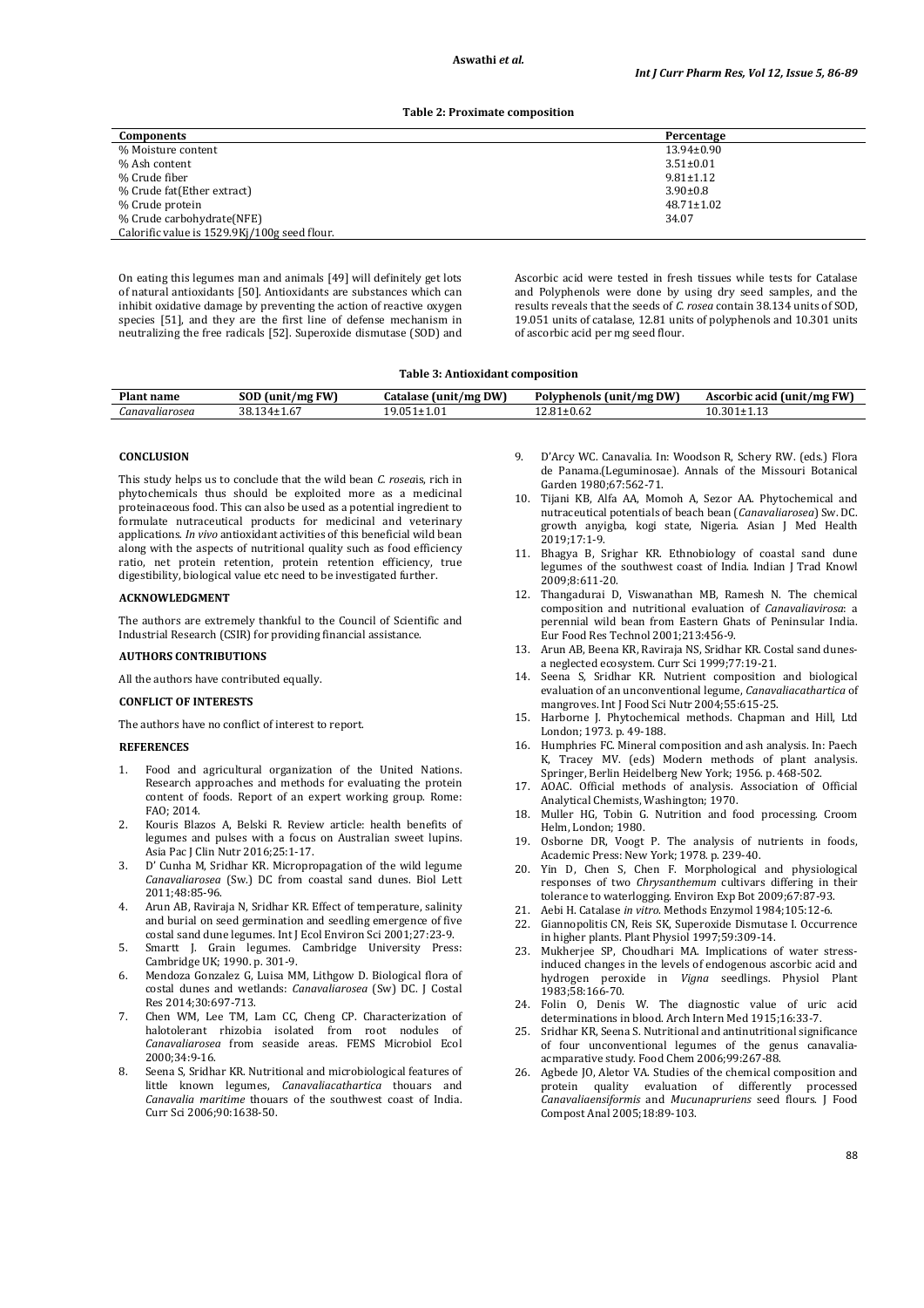**Table 2: Proximate composition**

| Components | Percentage |
|---|---|
| % Moisture content | 13.94±0.90 |
| % Ash content | 3.51±0.01 |
| % Crude fiber | 9.81±1.12 |
| % Crude fat(Ether extract) | 3.90±0.8 |
| % Crude protein | 48.71±1.02 |
| % Crude carbohydrate(NFE) | 34.07 |
| Calorific value is 1529.9Kj/100g seed flour. | |

On eating this legumes man and animals [49] will definitely get lots of natural antioxidants [50]. Antioxidants are substances which can inhibit oxidative damage by preventing the action of reactive oxygen species [51], and they are the first line of defense mechanism in neutralizing the free radicals [52]. Superoxide dismutase (SOD) and Ascorbic acid were tested in fresh tissues while tests for Catalase and Polyphenols were done by using dry seed samples, and the results reveals that the seeds of *C. rosea* contain 38.134 units of SOD, 19.051 units of catalase, 12.81 units of polyphenols and 10.301 units of ascorbic acid per mg seed flour.

**Table 3: Antioxidant composition**

| Plant name | SOD (unit/mg FW) | Catalase (unit/mg DW) | Polyphenols (unit/mg DW) | Ascorbic acid (unit/mg FW) |
|---|---|---|---|---|
| *Canavaliarosea* | 38.134±1.67 | 19.051±1.01 | 12.81±0.62 | 10.301±1.13 |

## CONCLUSION

This study helps us to conclude that the wild bean *C. rosea*is, rich in phytochemicals thus should be exploited more as a medicinal proteinaceous food. This can also be used as a potential ingredient to formulate nutraceutical products for medicinal and veterinary applications. *In vivo* antioxidant activities of this beneficial wild bean along with the aspects of nutritional quality such as food efficiency ratio, net protein retention, protein retention efficiency, true digestibility, biological value etc need to be investigated further.

## ACKNOWLEDGMENT

The authors are extremely thankful to the Council of Scientific and Industrial Research (CSIR) for providing financial assistance.

## AUTHORS CONTRIBUTIONS

All the authors have contributed equally.

## CONFLICT OF INTERESTS

The authors have no conflict of interest to report.

## REFERENCES

1. Food and agricultural organization of the United Nations. Research approaches and methods for evaluating the protein content of foods. Report of an expert working group. Rome: FAO; 2014.
2. Kouris Blazos A, Belski R. Review article: health benefits of legumes and pulses with a focus on Australian sweet lupins. Asia Pac J Clin Nutr 2016;25:1-17.
3. D' Cunha M, Sridhar KR. Micropropagation of the wild legume *Canavaliarosea* (Sw.) DC from coastal sand dunes. Biol Lett 2011;48:85-96.
4. Arun AB, Raviraja N, Sridhar KR. Effect of temperature, salinity and burial on seed germination and seedling emergence of five costal sand dune legumes. Int J Ecol Environ Sci 2001;27:23-9.
5. Smartt J. Grain legumes. Cambridge University Press: Cambridge UK; 1990. p. 301-9.
6. Mendoza Gonzalez G, Luisa MM, Lithgow D. Biological flora of costal dunes and wetlands: *Canavaliarosea* (Sw) DC. J Costal Res 2014;30:697-713.
7. Chen WM, Lee TM, Lam CC, Cheng CP. Characterization of halotolerant rhizobia isolated from root nodules of *Canavaliarosea* from seaside areas. FEMS Microbiol Ecol 2000;34:9-16.
8. Seena S, Sridhar KR. Nutritional and microbiological features of little known legumes, *Canavaliacathartica* thouars and *Canavalia maritime* thouars of the southwest coast of India. Curr Sci 2006;90:1638-50.
9. D'Arcy WC. Canavalia. In: Woodson R, Schery RW. (eds.) Flora de Panama.(Leguminosae). Annals of the Missouri Botanical Garden 1980;67:562-71.
10. Tijani KB, Alfa AA, Momoh A, Sezor AA. Phytochemical and nutraceutical potentials of beach bean (*Canavaliarosea*) Sw. DC. growth anyigba, kogi state, Nigeria. Asian J Med Health 2019;17:1-9.
11. Bhagya B, Srighar KR. Ethnobiology of coastal sand dune legumes of the southwest coast of India. Indian J Trad Knowl 2009;8:611-20.
12. Thangadurai D, Viswanathan MB, Ramesh N. The chemical composition and nutritional evaluation of *Canavaliavirosa*: a perennial wild bean from Eastern Ghats of Peninsular India. Eur Food Res Technol 2001;213:456-9.
13. Arun AB, Beena KR, Raviraja NS, Sridhar KR. Costal sand dunes-a neglected ecosystem. Curr Sci 1999;77:19-21.
14. Seena S, Sridhar KR. Nutrient composition and biological evaluation of an unconventional legume, *Canavaliacathartica* of mangroves. Int J Food Sci Nutr 2004;55:615-25.
15. Harborne J. Phytochemical methods. Chapman and Hill, Ltd London; 1973. p. 49-188.
16. Humphries FC. Mineral composition and ash analysis. In: Paech K, Tracey MV. (eds) Modern methods of plant analysis. Springer, Berlin Heidelberg New York; 1956. p. 468-502.
17. AOAC. Official methods of analysis. Association of Official Analytical Chemists, Washington; 1970.
18. Muller HG, Tobin G. Nutrition and food processing. Croom Helm, London; 1980.
19. Osborne DR, Voogt P. The analysis of nutrients in foods, Academic Press: New York; 1978. p. 239-40.
20. Yin D, Chen S, Chen F. Morphological and physiological responses of two *Chrysanthemum* cultivars differing in their tolerance to waterlogging. Environ Exp Bot 2009;67:87-93.
21. Aebi H. Catalase *in vitro*. Methods Enzymol 1984;105:12-6.
22. Giannopolitis CN, Reis SK, Superoxide Dismutase I. Occurrence in higher plants. Plant Physiol 1997;59:309-14.
23. Mukherjee SP, Choudhari MA. Implications of water stress-induced changes in the levels of endogenous ascorbic acid and hydrogen peroxide in *Vigna* seedlings. Physiol Plant 1983;58:166-70.
24. Folin O, Denis W. The diagnostic value of uric acid determinations in blood. Arch Intern Med 1915;16:33-7.
25. Sridhar KR, Seena S. Nutritional and antinutritional significance of four unconventional legumes of the genus canavalia-acmparative study. Food Chem 2006;99:267-88.
26. Agbede JO, Aletor VA. Studies of the chemical composition and protein quality evaluation of differently processed *Canavaliaensiformis* and *Mucunapruriens* seed flours. J Food Compost Anal 2005;18:89-103.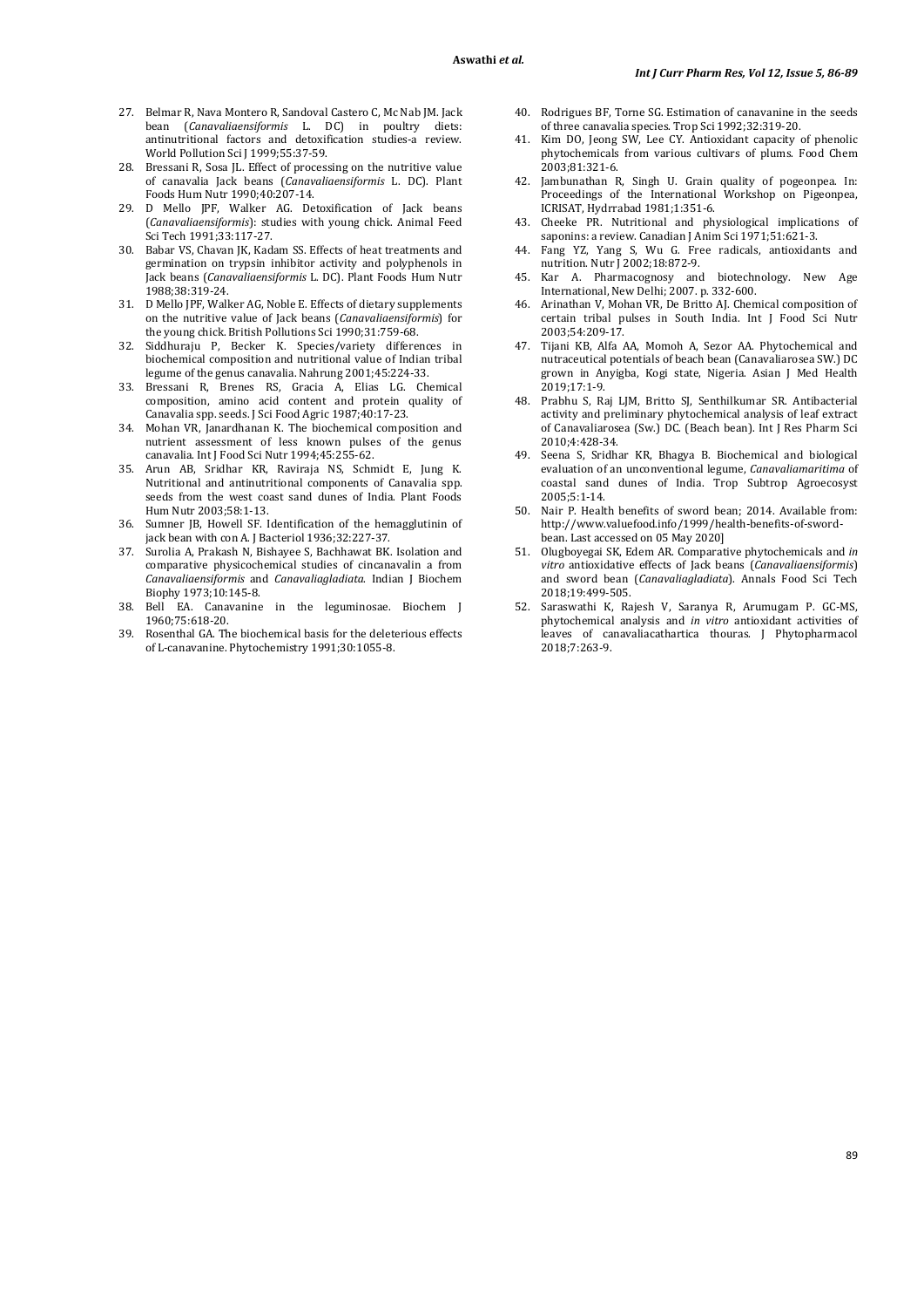27. Belmar R, Nava Montero R, Sandoval Castero C, Mc Nab JM. Jack bean (*Canavaliaensiformis* L. DC) in poultry diets: antinutritional factors and detoxification studies-a review. World Pollution Sci J 1999;55:37-59.
28. Bressani R, Sosa JL. Effect of processing on the nutritive value of canavalia Jack beans (*Canavaliaensiformis* L. DC). Plant Foods Hum Nutr 1990;40:207-14.
29. D Mello JPF, Walker AG. Detoxification of Jack beans (*Canavaliaensiformis*): studies with young chick. Animal Feed Sci Tech 1991;33:117-27.
30. Babar VS, Chavan JK, Kadam SS. Effects of heat treatments and germination on trypsin inhibitor activity and polyphenols in Jack beans (*Canavaliaensiformis* L. DC). Plant Foods Hum Nutr 1988;38:319-24.
31. D Mello JPF, Walker AG, Noble E. Effects of dietary supplements on the nutritive value of Jack beans (*Canavaliaensiformis*) for the young chick. British Pollutions Sci 1990;31:759-68.
32. Siddhuraju P, Becker K. Species/variety differences in biochemical composition and nutritional value of Indian tribal legume of the genus canavalia. Nahrung 2001;45:224-33.
33. Bressani R, Brenes RS, Gracia A, Elias LG. Chemical composition, amino acid content and protein quality of Canavalia spp. seeds. J Sci Food Agric 1987;40:17-23.
34. Mohan VR, Janardhanan K. The biochemical composition and nutrient assessment of less known pulses of the genus canavalia. Int J Food Sci Nutr 1994;45:255-62.
35. Arun AB, Sridhar KR, Raviraja NS, Schmidt E, Jung K. Nutritional and antinutritional components of Canavalia spp. seeds from the west coast sand dunes of India. Plant Foods Hum Nutr 2003;58:1-13.
36. Sumner JB, Howell SF. Identification of the hemagglutinin of jack bean with con A. J Bacteriol 1936;32:227-37.
37. Surolia A, Prakash N, Bishayee S, Bachhawat BK. Isolation and comparative physicochemical studies of cincanavalin a from *Canavaliaensiformis* and *Canavaliagladiata*. Indian J Biochem Biophy 1973;10:145-8.
38. Bell EA. Canavanine in the leguminosae. Biochem J 1960;75:618-20.
39. Rosenthal GA. The biochemical basis for the deleterious effects of L-canavanine. Phytochemistry 1991;30:1055-8.
40. Rodrigues BF, Torne SG. Estimation of canavanine in the seeds of three canavalia species. Trop Sci 1992;32:319-20.
41. Kim DO, Jeong SW, Lee CY. Antioxidant capacity of phenolic phytochemicals from various cultivars of plums. Food Chem 2003;81:321-6.
42. Jambunathan R, Singh U. Grain quality of pogeonpea. In: Proceedings of the International Workshop on Pigeonpea, ICRISAT, Hydrrabad 1981;1:351-6.
43. Cheeke PR. Nutritional and physiological implications of saponins: a review. Canadian J Anim Sci 1971;51:621-3.
44. Fang YZ, Yang S, Wu G. Free radicals, antioxidants and nutrition. Nutr J 2002;18:872-9.
45. Kar A. Pharmacognosy and biotechnology. New Age International, New Delhi; 2007. p. 332-600.
46. Arinathan V, Mohan VR, De Britto AJ. Chemical composition of certain tribal pulses in South India. Int J Food Sci Nutr 2003;54:209-17.
47. Tijani KB, Alfa AA, Momoh A, Sezor AA. Phytochemical and nutraceutical potentials of beach bean (Canavaliarosea SW.) DC grown in Anyigba, Kogi state, Nigeria. Asian J Med Health 2019;17:1-9.
48. Prabhu S, Raj LJM, Britto SJ, Senthilkumar SR. Antibacterial activity and preliminary phytochemical analysis of leaf extract of Canavaliarosea (Sw.) DC. (Beach bean). Int J Res Pharm Sci 2010;4:428-34.
49. Seena S, Sridhar KR, Bhagya B. Biochemical and biological evaluation of an unconventional legume, *Canavaliamaritima* of coastal sand dunes of India. Trop Subtrop Agroecosyst 2005;5:1-14.
50. Nair P. Health benefits of sword bean; 2014. Available from: http://www.valuefood.info/1999/health-benefits-of-sword-bean. Last accessed on 05 May 2020]
51. Olugboyegai SK, Edem AR. Comparative phytochemicals and *in vitro* antioxidative effects of Jack beans (*Canavaliaensiformis*) and sword bean (*Canavaliagladiata*). Annals Food Sci Tech 2018;19:499-505.
52. Saraswathi K, Rajesh V, Saranya R, Arumugam P. GC-MS, phytochemical analysis and *in vitro* antioxidant activities of leaves of canavaliacathartica thouras. J Phytopharmacol 2018;7:263-9.